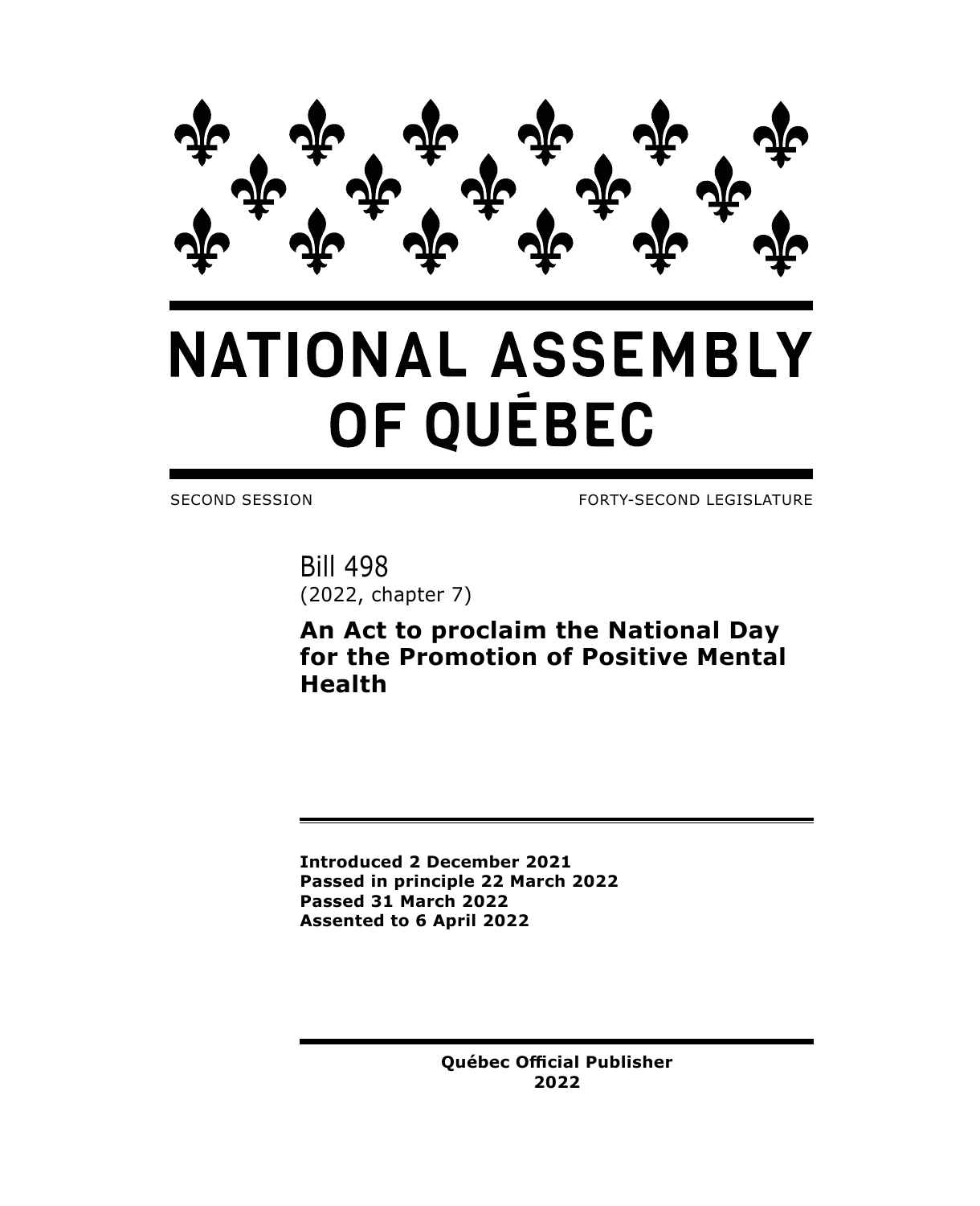# NATIONAL ASSEMBLY OF QUÉBEC

SECOND SESSION FORTY-SECOND LEGISLATURE

## Bill 498
(2022, chapter 7)

**An Act to proclaim the National Day for the Promotion of Positive Mental Health**

**Introduced 2 December 2021**
**Passed in principle 22 March 2022**
**Passed 31 March 2022**
**Assented to 6 April 2022**

**Québec Official Publisher**
**2022**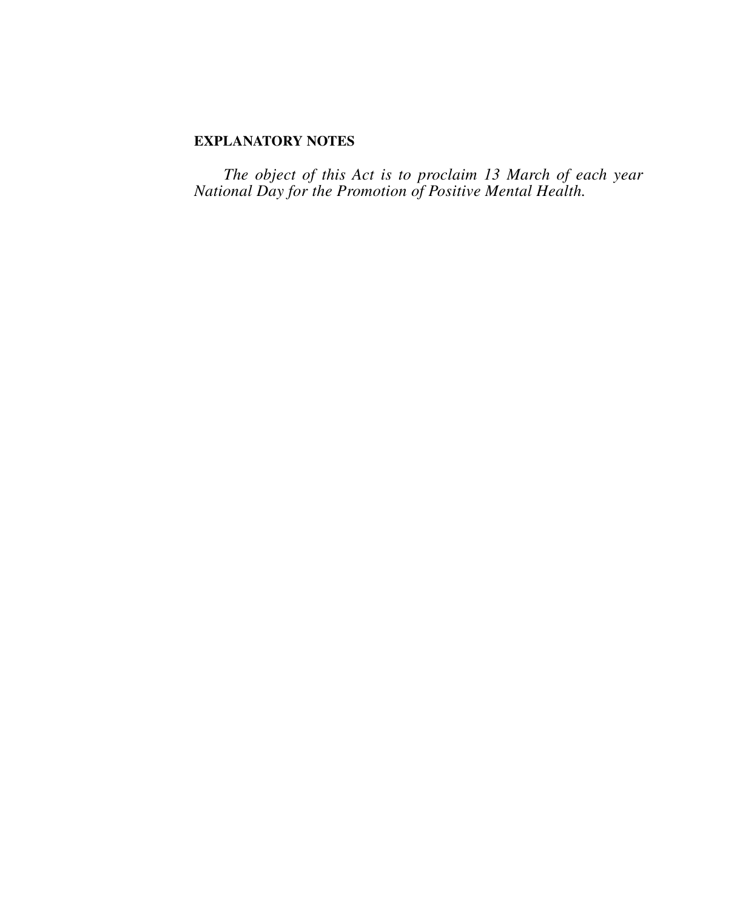**EXPLANATORY NOTES**

*The object of this Act is to proclaim 13 March of each year National Day for the Promotion of Positive Mental Health.*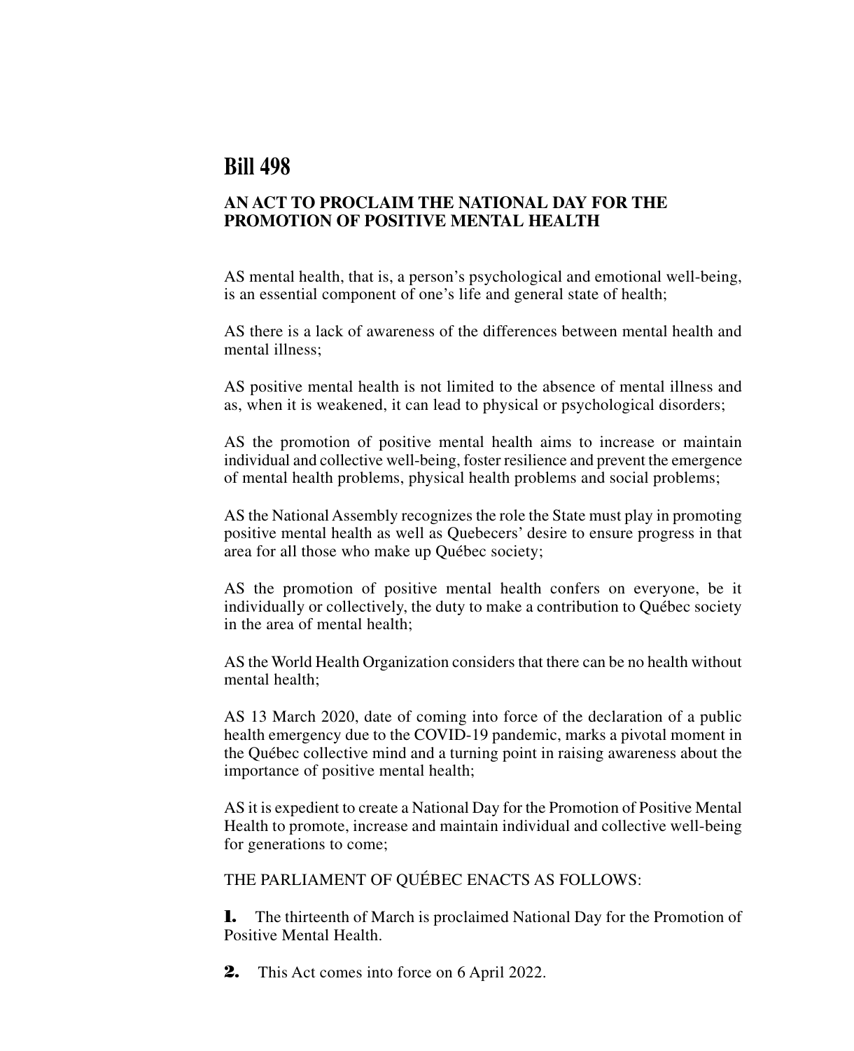# Bill 498

## AN ACT TO PROCLAIM THE NATIONAL DAY FOR THE PROMOTION OF POSITIVE MENTAL HEALTH

AS mental health, that is, a person's psychological and emotional well-being, is an essential component of one's life and general state of health;

AS there is a lack of awareness of the differences between mental health and mental illness;

AS positive mental health is not limited to the absence of mental illness and as, when it is weakened, it can lead to physical or psychological disorders;

AS the promotion of positive mental health aims to increase or maintain individual and collective well-being, foster resilience and prevent the emergence of mental health problems, physical health problems and social problems;

AS the National Assembly recognizes the role the State must play in promoting positive mental health as well as Quebecers' desire to ensure progress in that area for all those who make up Québec society;

AS the promotion of positive mental health confers on everyone, be it individually or collectively, the duty to make a contribution to Québec society in the area of mental health;

AS the World Health Organization considers that there can be no health without mental health;

AS 13 March 2020, date of coming into force of the declaration of a public health emergency due to the COVID-19 pandemic, marks a pivotal moment in the Québec collective mind and a turning point in raising awareness about the importance of positive mental health;

AS it is expedient to create a National Day for the Promotion of Positive Mental Health to promote, increase and maintain individual and collective well-being for generations to come;

THE PARLIAMENT OF QUÉBEC ENACTS AS FOLLOWS:

**1.** The thirteenth of March is proclaimed National Day for the Promotion of Positive Mental Health.

**2.** This Act comes into force on 6 April 2022.